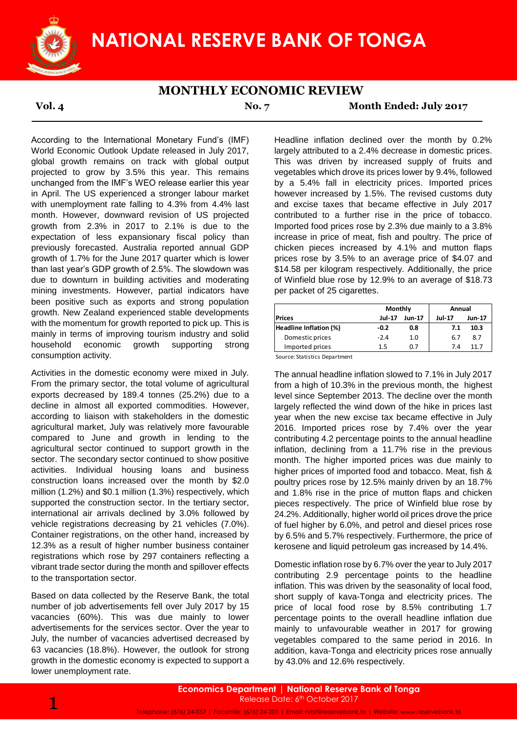# NATIONAL RESERVE BANK OF TONGA

## MONTHLY ECONOMIC REVIEW

**Vol. 4** **No. 7** **Month Ended: July 2017**

According to the International Monetary Fund's (IMF) World Economic Outlook Update released in July 2017, global growth remains on track with global output projected to grow by 3.5% this year. This remains unchanged from the IMF's WEO release earlier this year in April. The US experienced a stronger labour market with unemployment rate falling to 4.3% from 4.4% last month. However, downward revision of US projected growth from 2.3% in 2017 to 2.1% is due to the expectation of less expansionary fiscal policy than previously forecasted. Australia reported annual GDP growth of 1.7% for the June 2017 quarter which is lower than last year's GDP growth of 2.5%. The slowdown was due to downturn in building activities and moderating mining investments. However, partial indicators have been positive such as exports and strong population growth. New Zealand experienced stable developments with the momentum for growth reported to pick up. This is mainly in terms of improving tourism industry and solid household economic growth supporting strong consumption activity.

Activities in the domestic economy were mixed in July. From the primary sector, the total volume of agricultural exports decreased by 189.4 tonnes (25.2%) due to a decline in almost all exported commodities. However, according to liaison with stakeholders in the domestic agricultural market, July was relatively more favourable compared to June and growth in lending to the agricultural sector continued to support growth in the sector. The secondary sector continued to show positive activities. Individual housing loans and business construction loans increased over the month by $2.0 million (1.2%) and $0.1 million (1.3%) respectively, which supported the construction sector. In the tertiary sector, international air arrivals declined by 3.0% followed by vehicle registrations decreasing by 21 vehicles (7.0%). Container registrations, on the other hand, increased by 12.3% as a result of higher number business container registrations which rose by 297 containers reflecting a vibrant trade sector during the month and spillover effects to the transportation sector.

Based on data collected by the Reserve Bank, the total number of job advertisements fell over July 2017 by 15 vacancies (60%). This was due mainly to lower advertisements for the services sector. Over the year to July, the number of vacancies advertised decreased by 63 vacancies (18.8%). However, the outlook for strong growth in the domestic economy is expected to support a lower unemployment rate.

Headline inflation declined over the month by 0.2% largely attributed to a 2.4% decrease in domestic prices. This was driven by increased supply of fruits and vegetables which drove its prices lower by 9.4%, followed by a 5.4% fall in electricity prices. Imported prices however increased by 1.5%. The revised customs duty and excise taxes that became effective in July 2017 contributed to a further rise in the price of tobacco. Imported food prices rose by 2.3% due mainly to a 3.8% increase in price of meat, fish and poultry. The price of chicken pieces increased by 4.1% and mutton flaps prices rose by 3.5% to an average price of $4.07 and $14.58 per kilogram respectively. Additionally, the price of Winfield blue rose by 12.9% to an average of $18.73 per packet of 25 cigarettes.

| | Monthly | | Annual | |
|---|---|---|---|---|
| **Prices** | **Jul-17** | **Jun-17** | **Jul-17** | **Jun-17** |
| **Headline Inflation (%)** | **-0.2** | **0.8** | **7.1** | **10.3** |
| Domestic prices | -2.4 | 1.0 | 6.7 | 8.7 |
| Imported prices | 1.5 | 0.7 | 7.4 | 11.7 |

Source: Statistics Department

The annual headline inflation slowed to 7.1% in July 2017 from a high of 10.3% in the previous month, the highest level since September 2013. The decline over the month largely reflected the wind down of the hike in prices last year when the new excise tax became effective in July 2016. Imported prices rose by 7.4% over the year contributing 4.2 percentage points to the annual headline inflation, declining from a 11.7% rise in the previous month. The higher imported prices was due mainly to higher prices of imported food and tobacco. Meat, fish & poultry prices rose by 12.5% mainly driven by an 18.7% and 1.8% rise in the price of mutton flaps and chicken pieces respectively. The price of Winfield blue rose by 24.2%. Additionally, higher world oil prices drove the price of fuel higher by 6.0%, and petrol and diesel prices rose by 6.5% and 5.7% respectively. Furthermore, the price of kerosene and liquid petroleum gas increased by 14.4%.

Domestic inflation rose by 6.7% over the year to July 2017 contributing 2.9 percentage points to the headline inflation. This was driven by the seasonality of local food, short supply of kava-Tonga and electricity prices. The price of local food rose by 8.5% contributing 1.7 percentage points to the overall headline inflation due mainly to unfavourable weather in 2017 for growing vegetables compared to the same period in 2016. In addition, kava-Tonga and electricity prices rose annually by 43.0% and 12.6% respectively.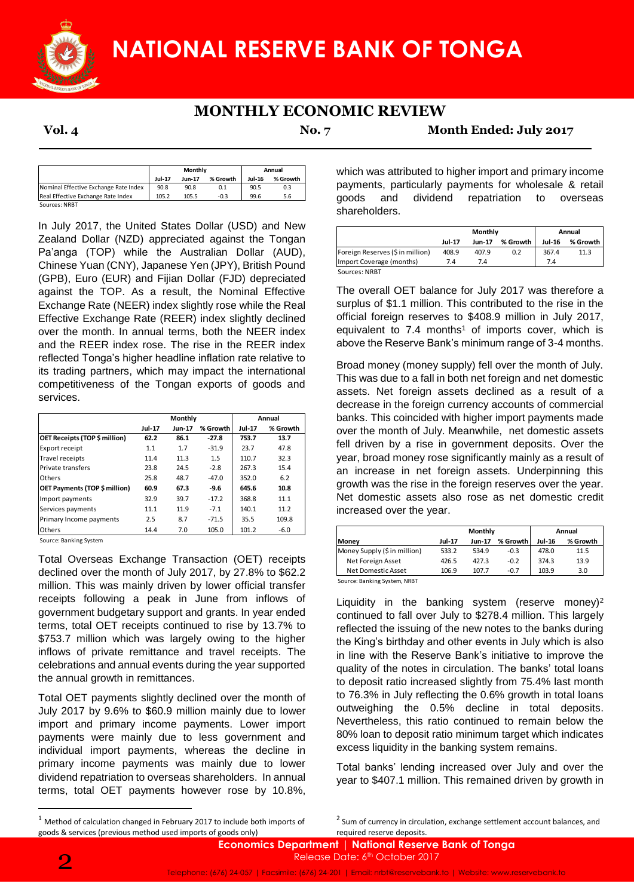# MONTHLY ECONOMIC REVIEW

**Vol. 4** **No. 7** **Month Ended: July 2017**

| | Monthly | | | Annual | |
|---|---|---|---|---|---|
| | Jul-17 | Jun-17 | % Growth | Jul-16 | % Growth |
| Nominal Effective Exchange Rate Index | 90.8 | 90.8 | 0.1 | 90.5 | 0.3 |
| Real Effective Exchange Rate Index | 105.2 | 105.5 | -0.3 | 99.6 | 5.6 |

Sources: NRBT

In July 2017, the United States Dollar (USD) and New Zealand Dollar (NZD) appreciated against the Tongan Pa'anga (TOP) while the Australian Dollar (AUD), Chinese Yuan (CNY), Japanese Yen (JPY), British Pound (GPB), Euro (EUR) and Fijian Dollar (FJD) depreciated against the TOP. As a result, the Nominal Effective Exchange Rate (NEER) index slightly rose while the Real Effective Exchange Rate (REER) index slightly declined over the month. In annual terms, both the NEER index and the REER index rose. The rise in the REER index reflected Tonga's higher headline inflation rate relative to its trading partners, which may impact the international competitiveness of the Tongan exports of goods and services.

| | Monthly | | | Annual | |
|---|---|---|---|---|---|
| | Jul-17 | Jun-17 | % Growth | Jul-17 | % Growth |
| **OET Receipts (TOP $ million)** | **62.2** | **86.1** | **-27.8** | **753.7** | **13.7** |
| Export receipt | 1.1 | 1.7 | -31.9 | 23.7 | 47.8 |
| Travel receipts | 11.4 | 11.3 | 1.5 | 110.7 | 32.3 |
| Private transfers | 23.8 | 24.5 | -2.8 | 267.3 | 15.4 |
| Others | 25.8 | 48.7 | -47.0 | 352.0 | 6.2 |
| **OET Payments (TOP $ million)** | **60.9** | **67.3** | **-9.6** | **645.6** | **10.8** |
| Import payments | 32.9 | 39.7 | -17.2 | 368.8 | 11.1 |
| Services payments | 11.1 | 11.9 | -7.1 | 140.1 | 11.2 |
| Primary Income payments | 2.5 | 8.7 | -71.5 | 35.5 | 109.8 |
| Others | 14.4 | 7.0 | 105.0 | 101.2 | -6.0 |

Source: Banking System

Total Overseas Exchange Transaction (OET) receipts declined over the month of July 2017, by 27.8% to $62.2 million. This was mainly driven by lower official transfer receipts following a peak in June from inflows of government budgetary support and grants. In year ended terms, total OET receipts continued to rise by 13.7% to $753.7 million which was largely owing to the higher inflows of private remittance and travel receipts. The celebrations and annual events during the year supported the annual growth in remittances.

Total OET payments slightly declined over the month of July 2017 by 9.6% to $60.9 million mainly due to lower import and primary income payments. Lower import payments were mainly due to less government and individual import payments, whereas the decline in primary income payments was mainly due to lower dividend repatriation to overseas shareholders. In annual terms, total OET payments however rose by 10.8%, which was attributed to higher import and primary income payments, particularly payments for wholesale & retail goods and dividend repatriation to overseas shareholders.

| | Monthly | | | Annual | |
|---|---|---|---|---|---|
| | Jul-17 | Jun-17 | % Growth | Jul-16 | % Growth |
| Foreign Reserves ($ in million) | 408.9 | 407.9 | 0.2 | 367.4 | 11.3 |
| Import Coverage (months) | 7.4 | 7.4 | | 7.4 | |

Sources: NRBT

The overall OET balance for July 2017 was therefore a surplus of $1.1 million. This contributed to the rise in the official foreign reserves to $408.9 million in July 2017, equivalent to 7.4 months[1] of imports cover, which is above the Reserve Bank's minimum range of 3-4 months.

Broad money (money supply) fell over the month of July. This was due to a fall in both net foreign and net domestic assets. Net foreign assets declined as a result of a decrease in the foreign currency accounts of commercial banks. This coincided with higher import payments made over the month of July. Meanwhile, net domestic assets fell driven by a rise in government deposits. Over the year, broad money rose significantly mainly as a result of an increase in net foreign assets. Underpinning this growth was the rise in the foreign reserves over the year. Net domestic assets also rose as net domestic credit increased over the year.

| | Monthly | | | Annual | |
|---|---|---|---|---|---|
| **Money** | **Jul-17** | **Jun-17** | **% Growth** | **Jul-16** | **% Growth** |
| Money Supply ($ in million) | 533.2 | 534.9 | -0.3 | 478.0 | 11.5 |
| Net Foreign Asset | 426.5 | 427.3 | -0.2 | 374.3 | 13.9 |
| Net Domestic Asset | 106.9 | 107.7 | -0.7 | 103.9 | 3.0 |

Source: Banking System, NRBT

Liquidity in the banking system (reserve money)[2] continued to fall over July to $278.4 million. This largely reflected the issuing of the new notes to the banks during the King's birthday and other events in July which is also in line with the Reserve Bank's initiative to improve the quality of the notes in circulation. The banks' total loans to deposit ratio increased slightly from 75.4% last month to 76.3% in July reflecting the 0.6% growth in total loans outweighing the 0.5% decline in total deposits. Nevertheless, this ratio continued to remain below the 80% loan to deposit ratio minimum target which indicates excess liquidity in the banking system remains.

Total banks' lending increased over July and over the year to $407.1 million. This remained driven by growth in

---

[1] Method of calculation changed in February 2017 to include both imports of goods & services (previous method used imports of goods only)

[2] Sum of currency in circulation, exchange settlement account balances, and required reserve deposits.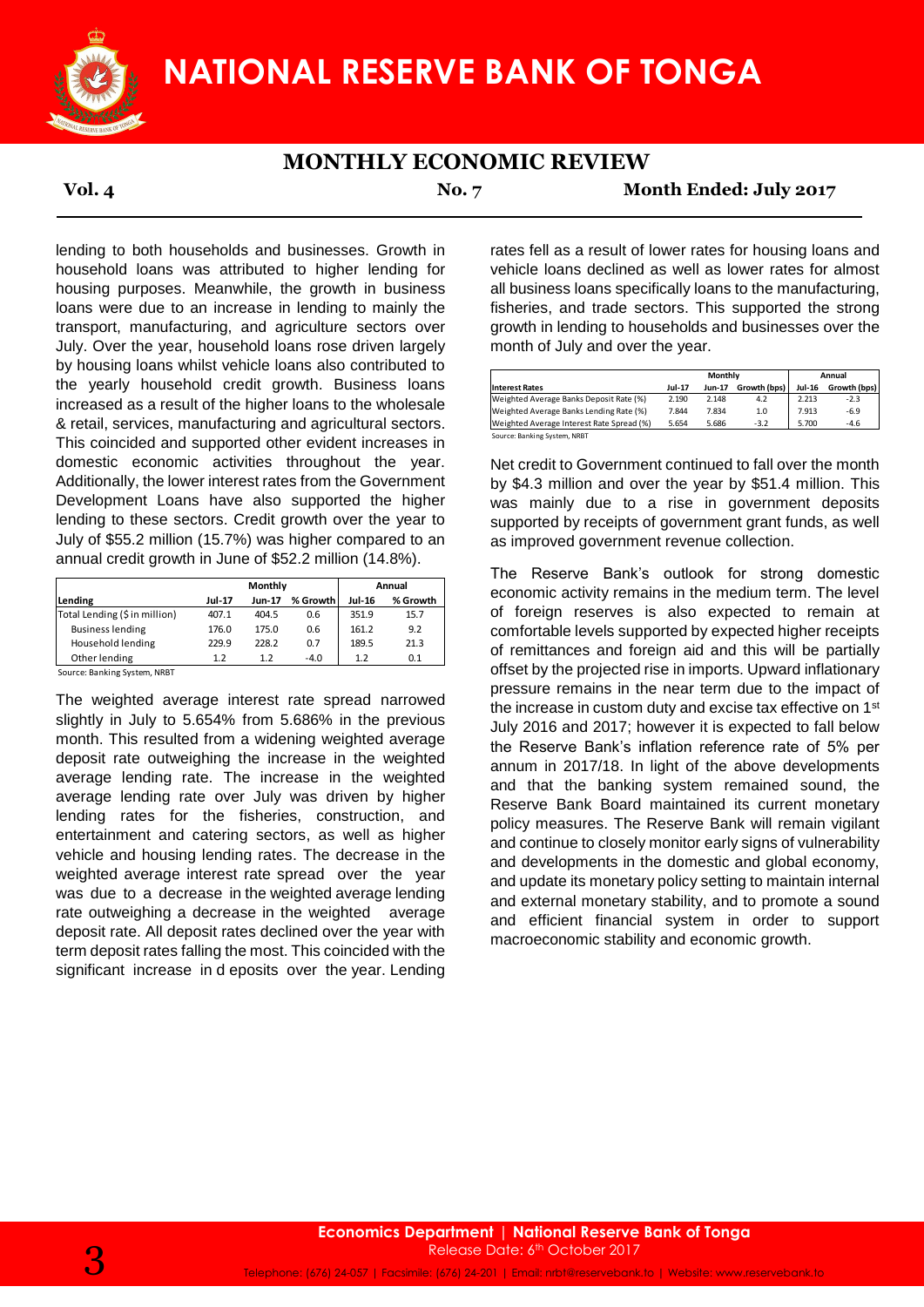lending to both households and businesses. Growth in household loans was attributed to higher lending for housing purposes. Meanwhile, the growth in business loans were due to an increase in lending to mainly the transport, manufacturing, and agriculture sectors over July. Over the year, household loans rose driven largely by housing loans whilst vehicle loans also contributed to the yearly household credit growth. Business loans increased as a result of the higher loans to the wholesale & retail, services, manufacturing and agricultural sectors. This coincided and supported other evident increases in domestic economic activities throughout the year. Additionally, the lower interest rates from the Government Development Loans have also supported the higher lending to these sectors. Credit growth over the year to July of $55.2 million (15.7%) was higher compared to an annual credit growth in June of $52.2 million (14.8%).

| | Monthly | | | Annual | |
|---|---|---|---|---|---|
| Lending | Jul-17 | Jun-17 | % Growth | Jul-16 | % Growth |
| Total Lending ($ in million) | 407.1 | 404.5 | 0.6 | 351.9 | 15.7 |
| Business lending | 176.0 | 175.0 | 0.6 | 161.2 | 9.2 |
| Household lending | 229.9 | 228.2 | 0.7 | 189.5 | 21.3 |
| Other lending | 1.2 | 1.2 | -4.0 | 1.2 | 0.1 |

Source: Banking System, NRBT

The weighted average interest rate spread narrowed slightly in July to 5.654% from 5.686% in the previous month. This resulted from a widening weighted average deposit rate outweighing the increase in the weighted average lending rate. The increase in the weighted average lending rate over July was driven by higher lending rates for the fisheries, construction, and entertainment and catering sectors, as well as higher vehicle and housing lending rates. The decrease in the weighted average interest rate spread over the year was due to a decrease in the weighted average lending rate outweighing a decrease in the weighted average deposit rate. All deposit rates declined over the year with term deposit rates falling the most. This coincided with the significant increase in d eposits over the year. Lending rates fell as a result of lower rates for housing loans and vehicle loans declined as well as lower rates for almost all business loans specifically loans to the manufacturing, fisheries, and trade sectors. This supported the strong growth in lending to households and businesses over the month of July and over the year.

| | Monthly | | | Annual | |
|---|---|---|---|---|---|
| Interest Rates | Jul-17 | Jun-17 | Growth (bps) | Jul-16 | Growth (bps) |
| Weighted Average Banks Deposit Rate (%) | 2.190 | 2.148 | 4.2 | 2.213 | -2.3 |
| Weighted Average Banks Lending Rate (%) | 7.844 | 7.834 | 1.0 | 7.913 | -6.9 |
| Weighted Average Interest Rate Spread (%) | 5.654 | 5.686 | -3.2 | 5.700 | -4.6 |

Source: Banking System, NRBT

Net credit to Government continued to fall over the month by $4.3 million and over the year by $51.4 million. This was mainly due to a rise in government deposits supported by receipts of government grant funds, as well as improved government revenue collection.

The Reserve Bank's outlook for strong domestic economic activity remains in the medium term. The level of foreign reserves is also expected to remain at comfortable levels supported by expected higher receipts of remittances and foreign aid and this will be partially offset by the projected rise in imports. Upward inflationary pressure remains in the near term due to the impact of the increase in custom duty and excise tax effective on 1st July 2016 and 2017; however it is expected to fall below the Reserve Bank's inflation reference rate of 5% per annum in 2017/18. In light of the above developments and that the banking system remained sound, the Reserve Bank Board maintained its current monetary policy measures. The Reserve Bank will remain vigilant and continue to closely monitor early signs of vulnerability and developments in the domestic and global economy, and update its monetary policy setting to maintain internal and external monetary stability, and to promote a sound and efficient financial system in order to support macroeconomic stability and economic growth.